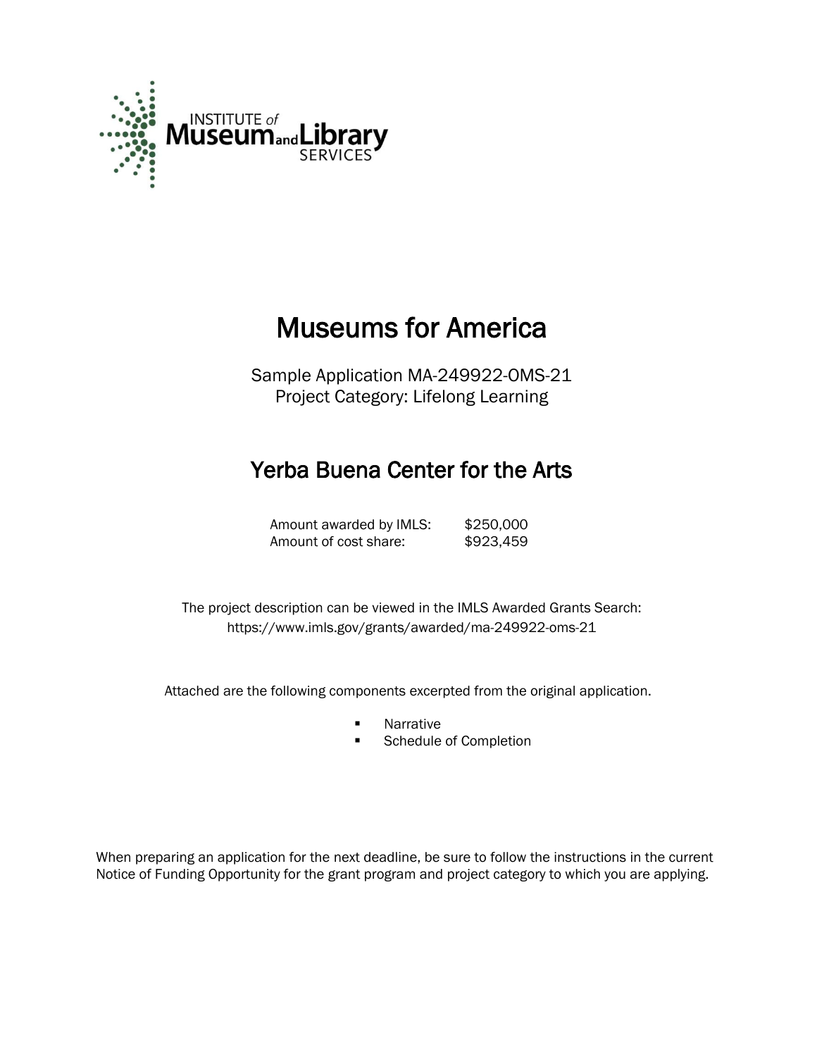INSTITUTE of Museum and Library SERVICES

# Museums for America

Sample Application MA-249922-OMS-21
Project Category: Lifelong Learning

## Yerba Buena Center for the Arts

| | |
|---|---|
| Amount awarded by IMLS: | $250,000 |
| Amount of cost share: | $923,459 |

The project description can be viewed in the IMLS Awarded Grants Search:
https://www.imls.gov/grants/awarded/ma-249922-oms-21

Attached are the following components excerpted from the original application.

- Narrative
- Schedule of Completion

When preparing an application for the next deadline, be sure to follow the instructions in the current Notice of Funding Opportunity for the grant program and project category to which you are applying.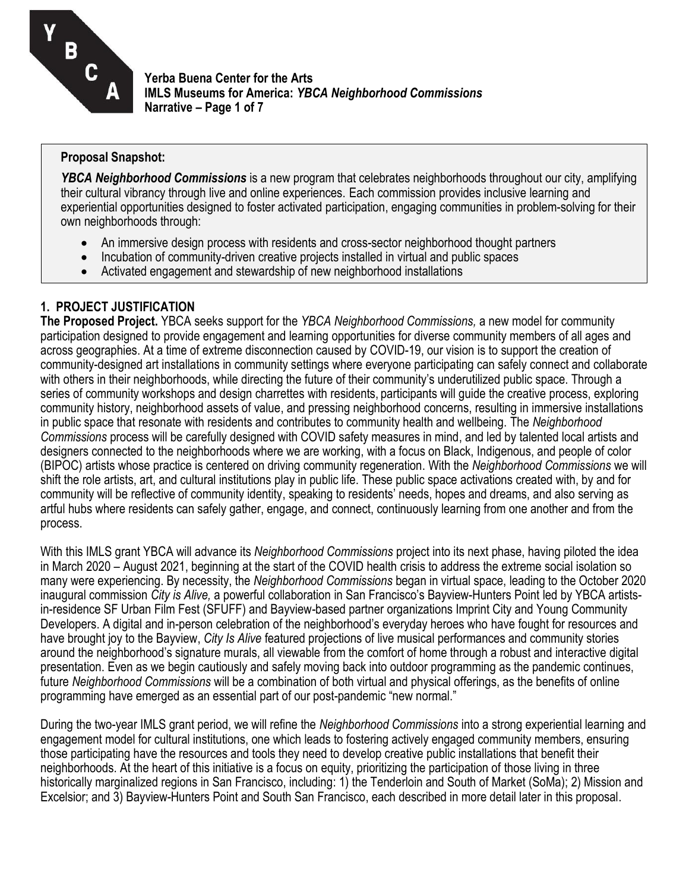**Proposal Snapshot:**

***YBCA Neighborhood Commissions*** is a new program that celebrates neighborhoods throughout our city, amplifying their cultural vibrancy through live and online experiences. Each commission provides inclusive learning and experiential opportunities designed to foster activated participation, engaging communities in problem-solving for their own neighborhoods through:

- An immersive design process with residents and cross-sector neighborhood thought partners
- Incubation of community-driven creative projects installed in virtual and public spaces
- Activated engagement and stewardship of new neighborhood installations

## 1. PROJECT JUSTIFICATION

**The Proposed Project.** YBCA seeks support for the *YBCA Neighborhood Commissions,* a new model for community participation designed to provide engagement and learning opportunities for diverse community members of all ages and across geographies. At a time of extreme disconnection caused by COVID-19, our vision is to support the creation of community-designed art installations in community settings where everyone participating can safely connect and collaborate with others in their neighborhoods, while directing the future of their community's underutilized public space. Through a series of community workshops and design charrettes with residents, participants will guide the creative process, exploring community history, neighborhood assets of value, and pressing neighborhood concerns, resulting in immersive installations in public space that resonate with residents and contributes to community health and wellbeing. The *Neighborhood Commissions* process will be carefully designed with COVID safety measures in mind, and led by talented local artists and designers connected to the neighborhoods where we are working, with a focus on Black, Indigenous, and people of color (BIPOC) artists whose practice is centered on driving community regeneration. With the *Neighborhood Commissions* we will shift the role artists, art, and cultural institutions play in public life. These public space activations created with, by and for community will be reflective of community identity, speaking to residents' needs, hopes and dreams, and also serving as artful hubs where residents can safely gather, engage, and connect, continuously learning from one another and from the process.

With this IMLS grant YBCA will advance its *Neighborhood Commissions* project into its next phase, having piloted the idea in March 2020 – August 2021, beginning at the start of the COVID health crisis to address the extreme social isolation so many were experiencing. By necessity, the *Neighborhood Commissions* began in virtual space, leading to the October 2020 inaugural commission *City is Alive,* a powerful collaboration in San Francisco's Bayview-Hunters Point led by YBCA artists-in-residence SF Urban Film Fest (SFUFF) and Bayview-based partner organizations Imprint City and Young Community Developers. A digital and in-person celebration of the neighborhood's everyday heroes who have fought for resources and have brought joy to the Bayview, *City Is Alive* featured projections of live musical performances and community stories around the neighborhood's signature murals, all viewable from the comfort of home through a robust and interactive digital presentation. Even as we begin cautiously and safely moving back into outdoor programming as the pandemic continues, future *Neighborhood Commissions* will be a combination of both virtual and physical offerings, as the benefits of online programming have emerged as an essential part of our post-pandemic "new normal."

During the two-year IMLS grant period, we will refine the *Neighborhood Commissions* into a strong experiential learning and engagement model for cultural institutions, one which leads to fostering actively engaged community members, ensuring those participating have the resources and tools they need to develop creative public installations that benefit their neighborhoods. At the heart of this initiative is a focus on equity, prioritizing the participation of those living in three historically marginalized regions in San Francisco, including: 1) the Tenderloin and South of Market (SoMa); 2) Mission and Excelsior; and 3) Bayview-Hunters Point and South San Francisco, each described in more detail later in this proposal.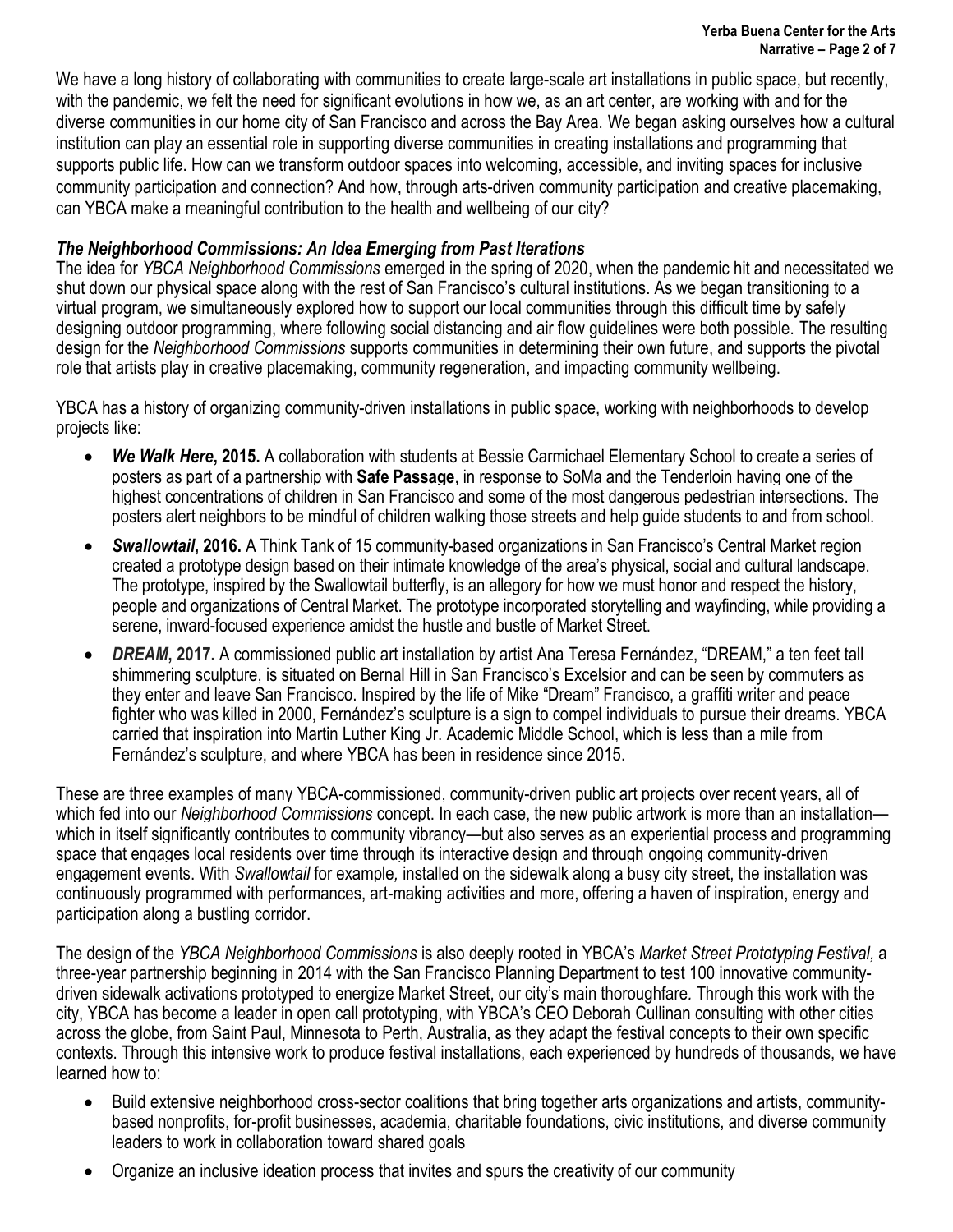We have a long history of collaborating with communities to create large-scale art installations in public space, but recently, with the pandemic, we felt the need for significant evolutions in how we, as an art center, are working with and for the diverse communities in our home city of San Francisco and across the Bay Area. We began asking ourselves how a cultural institution can play an essential role in supporting diverse communities in creating installations and programming that supports public life. How can we transform outdoor spaces into welcoming, accessible, and inviting spaces for inclusive community participation and connection? And how, through arts-driven community participation and creative placemaking, can YBCA make a meaningful contribution to the health and wellbeing of our city?

### *The Neighborhood Commissions: An Idea Emerging from Past Iterations*

The idea for *YBCA Neighborhood Commissions* emerged in the spring of 2020, when the pandemic hit and necessitated we shut down our physical space along with the rest of San Francisco's cultural institutions. As we began transitioning to a virtual program, we simultaneously explored how to support our local communities through this difficult time by safely designing outdoor programming, where following social distancing and air flow guidelines were both possible. The resulting design for the *Neighborhood Commissions* supports communities in determining their own future, and supports the pivotal role that artists play in creative placemaking, community regeneration, and impacting community wellbeing.

YBCA has a history of organizing community-driven installations in public space, working with neighborhoods to develop projects like:

- ***We Walk Here*, 2015.** A collaboration with students at Bessie Carmichael Elementary School to create a series of posters as part of a partnership with **Safe Passage**, in response to SoMa and the Tenderloin having one of the highest concentrations of children in San Francisco and some of the most dangerous pedestrian intersections. The posters alert neighbors to be mindful of children walking those streets and help guide students to and from school.
- ***Swallowtail*, 2016.** A Think Tank of 15 community-based organizations in San Francisco's Central Market region created a prototype design based on their intimate knowledge of the area's physical, social and cultural landscape. The prototype, inspired by the Swallowtail butterfly, is an allegory for how we must honor and respect the history, people and organizations of Central Market. The prototype incorporated storytelling and wayfinding, while providing a serene, inward-focused experience amidst the hustle and bustle of Market Street.
- ***DREAM*, 2017.** A commissioned public art installation by artist Ana Teresa Fernández, "DREAM," a ten feet tall shimmering sculpture, is situated on Bernal Hill in San Francisco's Excelsior and can be seen by commuters as they enter and leave San Francisco. Inspired by the life of Mike "Dream" Francisco, a graffiti writer and peace fighter who was killed in 2000, Fernández's sculpture is a sign to compel individuals to pursue their dreams. YBCA carried that inspiration into Martin Luther King Jr. Academic Middle School, which is less than a mile from Fernández's sculpture, and where YBCA has been in residence since 2015.

These are three examples of many YBCA-commissioned, community-driven public art projects over recent years, all of which fed into our *Neighborhood Commissions* concept. In each case, the new public artwork is more than an installation—which in itself significantly contributes to community vibrancy—but also serves as an experiential process and programming space that engages local residents over time through its interactive design and through ongoing community-driven engagement events. With *Swallowtail* for example*,* installed on the sidewalk along a busy city street, the installation was continuously programmed with performances, art-making activities and more, offering a haven of inspiration, energy and participation along a bustling corridor.

The design of the *YBCA Neighborhood Commissions* is also deeply rooted in YBCA's *Market Street Prototyping Festival,* a three-year partnership beginning in 2014 with the San Francisco Planning Department to test 100 innovative community-driven sidewalk activations prototyped to energize Market Street, our city's main thoroughfare*.* Through this work with the city, YBCA has become a leader in open call prototyping, with YBCA's CEO Deborah Cullinan consulting with other cities across the globe, from Saint Paul, Minnesota to Perth, Australia, as they adapt the festival concepts to their own specific contexts. Through this intensive work to produce festival installations, each experienced by hundreds of thousands, we have learned how to:

- Build extensive neighborhood cross-sector coalitions that bring together arts organizations and artists, community-based nonprofits, for-profit businesses, academia, charitable foundations, civic institutions, and diverse community leaders to work in collaboration toward shared goals
- Organize an inclusive ideation process that invites and spurs the creativity of our community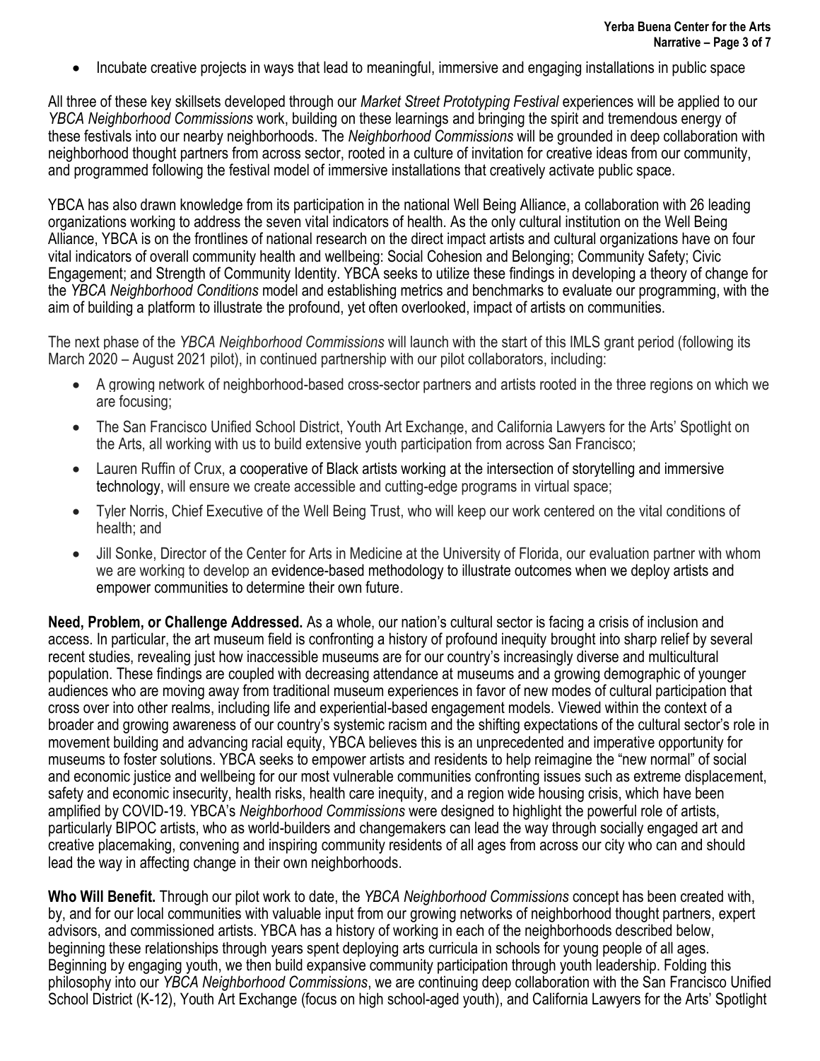- Incubate creative projects in ways that lead to meaningful, immersive and engaging installations in public space

All three of these key skillsets developed through our *Market Street Prototyping Festival* experiences will be applied to our *YBCA Neighborhood Commissions* work, building on these learnings and bringing the spirit and tremendous energy of these festivals into our nearby neighborhoods. The *Neighborhood Commissions* will be grounded in deep collaboration with neighborhood thought partners from across sector, rooted in a culture of invitation for creative ideas from our community, and programmed following the festival model of immersive installations that creatively activate public space.

YBCA has also drawn knowledge from its participation in the national Well Being Alliance, a collaboration with 26 leading organizations working to address the seven vital indicators of health. As the only cultural institution on the Well Being Alliance, YBCA is on the frontlines of national research on the direct impact artists and cultural organizations have on four vital indicators of overall community health and wellbeing: Social Cohesion and Belonging; Community Safety; Civic Engagement; and Strength of Community Identity. YBCA seeks to utilize these findings in developing a theory of change for the *YBCA Neighborhood Conditions* model and establishing metrics and benchmarks to evaluate our programming, with the aim of building a platform to illustrate the profound, yet often overlooked, impact of artists on communities.

The next phase of the *YBCA Neighborhood Commissions* will launch with the start of this IMLS grant period (following its March 2020 – August 2021 pilot), in continued partnership with our pilot collaborators, including:

- A growing network of neighborhood-based cross-sector partners and artists rooted in the three regions on which we are focusing;
- The San Francisco Unified School District, Youth Art Exchange, and California Lawyers for the Arts' Spotlight on the Arts, all working with us to build extensive youth participation from across San Francisco;
- Lauren Ruffin of Crux, a cooperative of Black artists working at the intersection of storytelling and immersive technology, will ensure we create accessible and cutting-edge programs in virtual space;
- Tyler Norris, Chief Executive of the Well Being Trust, who will keep our work centered on the vital conditions of health; and
- Jill Sonke, Director of the Center for Arts in Medicine at the University of Florida, our evaluation partner with whom we are working to develop an evidence-based methodology to illustrate outcomes when we deploy artists and empower communities to determine their own future.

**Need, Problem, or Challenge Addressed.** As a whole, our nation's cultural sector is facing a crisis of inclusion and access. In particular, the art museum field is confronting a history of profound inequity brought into sharp relief by several recent studies, revealing just how inaccessible museums are for our country's increasingly diverse and multicultural population. These findings are coupled with decreasing attendance at museums and a growing demographic of younger audiences who are moving away from traditional museum experiences in favor of new modes of cultural participation that cross over into other realms, including life and experiential-based engagement models. Viewed within the context of a broader and growing awareness of our country's systemic racism and the shifting expectations of the cultural sector's role in movement building and advancing racial equity, YBCA believes this is an unprecedented and imperative opportunity for museums to foster solutions. YBCA seeks to empower artists and residents to help reimagine the "new normal" of social and economic justice and wellbeing for our most vulnerable communities confronting issues such as extreme displacement, safety and economic insecurity, health risks, health care inequity, and a region wide housing crisis, which have been amplified by COVID-19. YBCA's *Neighborhood Commissions* were designed to highlight the powerful role of artists, particularly BIPOC artists, who as world-builders and changemakers can lead the way through socially engaged art and creative placemaking, convening and inspiring community residents of all ages from across our city who can and should lead the way in affecting change in their own neighborhoods.

**Who Will Benefit.** Through our pilot work to date, the *YBCA Neighborhood Commissions* concept has been created with, by, and for our local communities with valuable input from our growing networks of neighborhood thought partners, expert advisors, and commissioned artists. YBCA has a history of working in each of the neighborhoods described below, beginning these relationships through years spent deploying arts curricula in schools for young people of all ages. Beginning by engaging youth, we then build expansive community participation through youth leadership. Folding this philosophy into our *YBCA Neighborhood Commissions*, we are continuing deep collaboration with the San Francisco Unified School District (K-12), Youth Art Exchange (focus on high school-aged youth), and California Lawyers for the Arts' Spotlight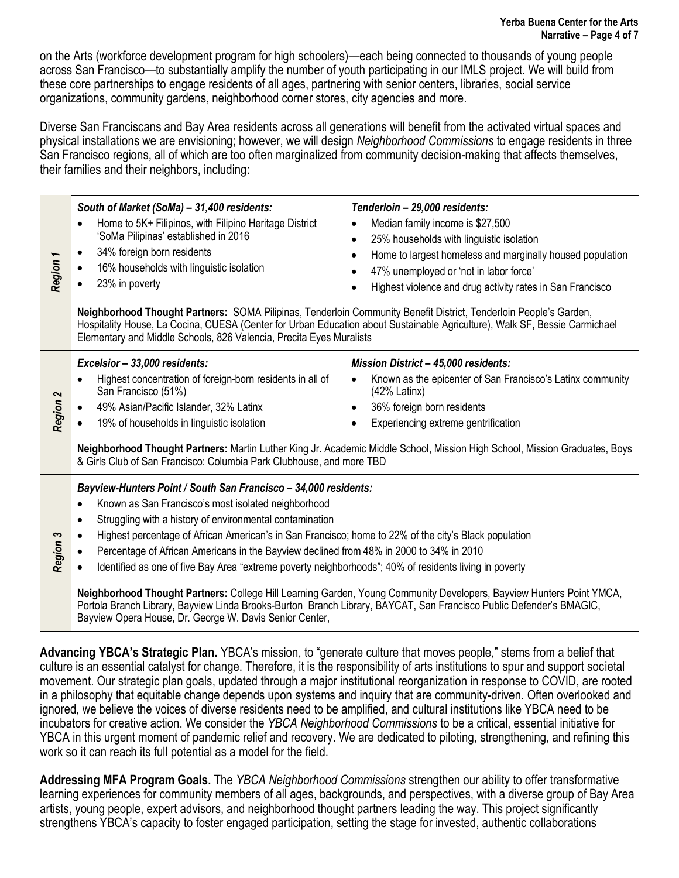on the Arts (workforce development program for high schoolers)—each being connected to thousands of young people across San Francisco—to substantially amplify the number of youth participating in our IMLS project. We will build from these core partnerships to engage residents of all ages, partnering with senior centers, libraries, social service organizations, community gardens, neighborhood corner stores, city agencies and more.

Diverse San Franciscans and Bay Area residents across all generations will benefit from the activated virtual spaces and physical installations we are envisioning; however, we will design *Neighborhood Commissions* to engage residents in three San Francisco regions, all of which are too often marginalized from community decision-making that affects themselves, their families and their neighbors, including:

| | | |
|---|---|---|
| ***Region 1*** | ***South of Market (SoMa) – 31,400 residents:***<br>• Home to 5K+ Filipinos, with Filipino Heritage District 'SoMa Pilipinas' established in 2016<br>• 34% foreign born residents<br>• 16% households with linguistic isolation<br>• 23% in poverty | ***Tenderloin – 29,000 residents:***<br>• Median family income is $27,500<br>• 25% households with linguistic isolation<br>• Home to largest homeless and marginally housed population<br>• 47% unemployed or 'not in labor force'<br>• Highest violence and drug activity rates in San Francisco |
| | **Neighborhood Thought Partners:** SOMA Pilipinas, Tenderloin Community Benefit District, Tenderloin People's Garden, Hospitality House, La Cocina, CUESA (Center for Urban Education about Sustainable Agriculture), Walk SF, Bessie Carmichael Elementary and Middle Schools, 826 Valencia, Precita Eyes Muralists | |
| ***Region 2*** | ***Excelsior – 33,000 residents:***<br>• Highest concentration of foreign-born residents in all of San Francisco (51%)<br>• 49% Asian/Pacific Islander, 32% Latinx<br>• 19% of households in linguistic isolation | ***Mission District – 45,000 residents:***<br>• Known as the epicenter of San Francisco's Latinx community (42% Latinx)<br>• 36% foreign born residents<br>• Experiencing extreme gentrification |
| | **Neighborhood Thought Partners:** Martin Luther King Jr. Academic Middle School, Mission High School, Mission Graduates, Boys & Girls Club of San Francisco: Columbia Park Clubhouse, and more TBD | |
| ***Region 3*** | ***Bayview-Hunters Point / South San Francisco – 34,000 residents:***<br>• Known as San Francisco's most isolated neighborhood<br>• Struggling with a history of environmental contamination<br>• Highest percentage of African American's in San Francisco; home to 22% of the city's Black population<br>• Percentage of African Americans in the Bayview declined from 48% in 2000 to 34% in 2010<br>• Identified as one of five Bay Area "extreme poverty neighborhoods"; 40% of residents living in poverty | |
| | **Neighborhood Thought Partners:** College Hill Learning Garden, Young Community Developers, Bayview Hunters Point YMCA, Portola Branch Library, Bayview Linda Brooks-Burton Branch Library, BAYCAT, San Francisco Public Defender's BMAGIC, Bayview Opera House, Dr. George W. Davis Senior Center, | |

**Advancing YBCA's Strategic Plan.** YBCA's mission, to "generate culture that moves people," stems from a belief that culture is an essential catalyst for change. Therefore, it is the responsibility of arts institutions to spur and support societal movement. Our strategic plan goals, updated through a major institutional reorganization in response to COVID, are rooted in a philosophy that equitable change depends upon systems and inquiry that are community-driven. Often overlooked and ignored, we believe the voices of diverse residents need to be amplified, and cultural institutions like YBCA need to be incubators for creative action. We consider the *YBCA Neighborhood Commissions* to be a critical, essential initiative for YBCA in this urgent moment of pandemic relief and recovery. We are dedicated to piloting, strengthening, and refining this work so it can reach its full potential as a model for the field.

**Addressing MFA Program Goals.** The *YBCA Neighborhood Commissions* strengthen our ability to offer transformative learning experiences for community members of all ages, backgrounds, and perspectives, with a diverse group of Bay Area artists, young people, expert advisors, and neighborhood thought partners leading the way. This project significantly strengthens YBCA's capacity to foster engaged participation, setting the stage for invested, authentic collaborations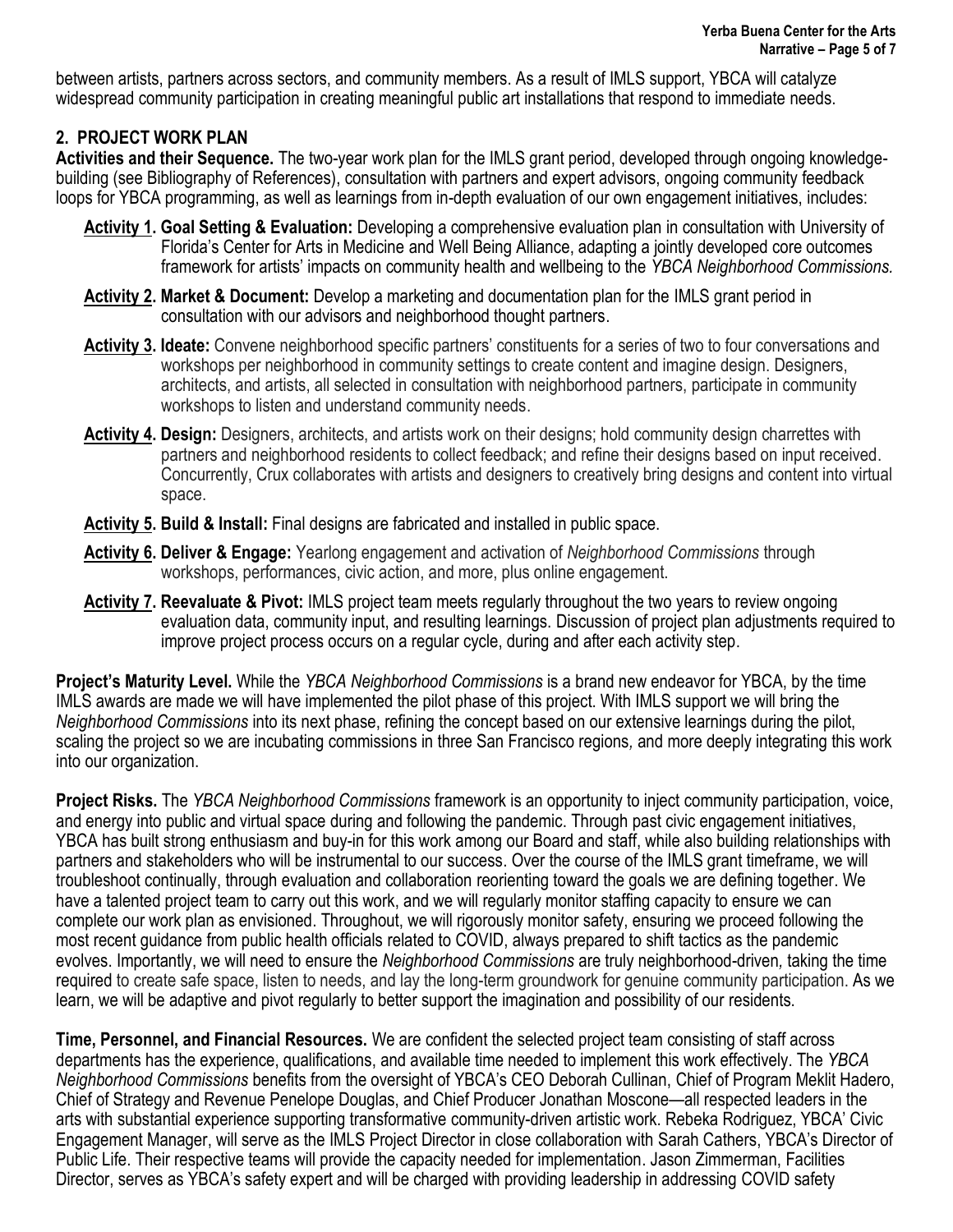between artists, partners across sectors, and community members. As a result of IMLS support, YBCA will catalyze widespread community participation in creating meaningful public art installations that respond to immediate needs.

## 2. PROJECT WORK PLAN

**Activities and their Sequence.** The two-year work plan for the IMLS grant period, developed through ongoing knowledge-building (see Bibliography of References), consultation with partners and expert advisors, ongoing community feedback loops for YBCA programming, as well as learnings from in-depth evaluation of our own engagement initiatives, includes:

- **Activity 1. Goal Setting & Evaluation:** Developing a comprehensive evaluation plan in consultation with University of Florida's Center for Arts in Medicine and Well Being Alliance, adapting a jointly developed core outcomes framework for artists' impacts on community health and wellbeing to the *YBCA Neighborhood Commissions.*
- **Activity 2. Market & Document:** Develop a marketing and documentation plan for the IMLS grant period in consultation with our advisors and neighborhood thought partners.
- **Activity 3. Ideate:** Convene neighborhood specific partners' constituents for a series of two to four conversations and workshops per neighborhood in community settings to create content and imagine design. Designers, architects, and artists, all selected in consultation with neighborhood partners, participate in community workshops to listen and understand community needs.
- **Activity 4. Design:** Designers, architects, and artists work on their designs; hold community design charrettes with partners and neighborhood residents to collect feedback; and refine their designs based on input received. Concurrently, Crux collaborates with artists and designers to creatively bring designs and content into virtual space.
- **Activity 5. Build & Install:** Final designs are fabricated and installed in public space.
- **Activity 6. Deliver & Engage:** Yearlong engagement and activation of *Neighborhood Commissions* through workshops, performances, civic action, and more, plus online engagement.
- **Activity 7. Reevaluate & Pivot:** IMLS project team meets regularly throughout the two years to review ongoing evaluation data, community input, and resulting learnings. Discussion of project plan adjustments required to improve project process occurs on a regular cycle, during and after each activity step.

**Project's Maturity Level.** While the *YBCA Neighborhood Commissions* is a brand new endeavor for YBCA, by the time IMLS awards are made we will have implemented the pilot phase of this project. With IMLS support we will bring the *Neighborhood Commissions* into its next phase, refining the concept based on our extensive learnings during the pilot, scaling the project so we are incubating commissions in three San Francisco regions, and more deeply integrating this work into our organization.

**Project Risks.** The *YBCA Neighborhood Commissions* framework is an opportunity to inject community participation, voice, and energy into public and virtual space during and following the pandemic. Through past civic engagement initiatives, YBCA has built strong enthusiasm and buy-in for this work among our Board and staff, while also building relationships with partners and stakeholders who will be instrumental to our success. Over the course of the IMLS grant timeframe, we will troubleshoot continually, through evaluation and collaboration reorienting toward the goals we are defining together. We have a talented project team to carry out this work, and we will regularly monitor staffing capacity to ensure we can complete our work plan as envisioned. Throughout, we will rigorously monitor safety, ensuring we proceed following the most recent guidance from public health officials related to COVID, always prepared to shift tactics as the pandemic evolves. Importantly, we will need to ensure the *Neighborhood Commissions* are truly neighborhood-driven, taking the time required to create safe space, listen to needs, and lay the long-term groundwork for genuine community participation. As we learn, we will be adaptive and pivot regularly to better support the imagination and possibility of our residents.

**Time, Personnel, and Financial Resources.** We are confident the selected project team consisting of staff across departments has the experience, qualifications, and available time needed to implement this work effectively. The *YBCA Neighborhood Commissions* benefits from the oversight of YBCA's CEO Deborah Cullinan, Chief of Program Meklit Hadero, Chief of Strategy and Revenue Penelope Douglas, and Chief Producer Jonathan Moscone—all respected leaders in the arts with substantial experience supporting transformative community-driven artistic work. Rebeka Rodriguez, YBCA' Civic Engagement Manager, will serve as the IMLS Project Director in close collaboration with Sarah Cathers, YBCA's Director of Public Life. Their respective teams will provide the capacity needed for implementation. Jason Zimmerman, Facilities Director, serves as YBCA's safety expert and will be charged with providing leadership in addressing COVID safety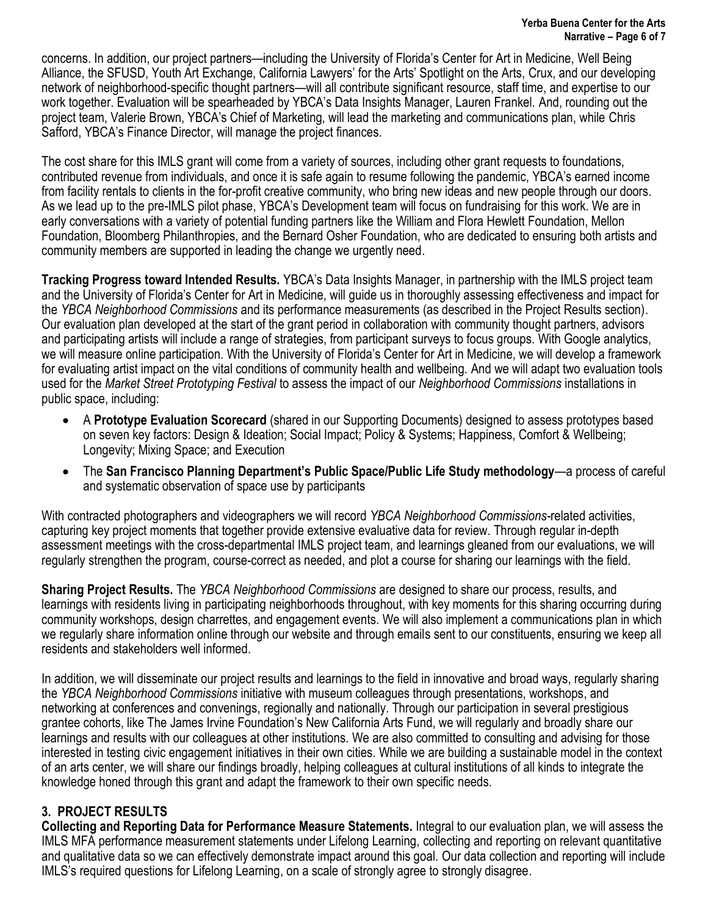concerns. In addition, our project partners—including the University of Florida's Center for Art in Medicine, Well Being Alliance, the SFUSD, Youth Art Exchange, California Lawyers' for the Arts' Spotlight on the Arts, Crux, and our developing network of neighborhood-specific thought partners—will all contribute significant resource, staff time, and expertise to our work together. Evaluation will be spearheaded by YBCA's Data Insights Manager, Lauren Frankel. And, rounding out the project team, Valerie Brown, YBCA's Chief of Marketing, will lead the marketing and communications plan, while Chris Safford, YBCA's Finance Director, will manage the project finances.

The cost share for this IMLS grant will come from a variety of sources, including other grant requests to foundations, contributed revenue from individuals, and once it is safe again to resume following the pandemic, YBCA's earned income from facility rentals to clients in the for-profit creative community, who bring new ideas and new people through our doors. As we lead up to the pre-IMLS pilot phase, YBCA's Development team will focus on fundraising for this work. We are in early conversations with a variety of potential funding partners like the William and Flora Hewlett Foundation, Mellon Foundation, Bloomberg Philanthropies, and the Bernard Osher Foundation, who are dedicated to ensuring both artists and community members are supported in leading the change we urgently need.

**Tracking Progress toward Intended Results.** YBCA's Data Insights Manager, in partnership with the IMLS project team and the University of Florida's Center for Art in Medicine, will guide us in thoroughly assessing effectiveness and impact for the *YBCA Neighborhood Commissions* and its performance measurements (as described in the Project Results section). Our evaluation plan developed at the start of the grant period in collaboration with community thought partners, advisors and participating artists will include a range of strategies, from participant surveys to focus groups. With Google analytics, we will measure online participation. With the University of Florida's Center for Art in Medicine, we will develop a framework for evaluating artist impact on the vital conditions of community health and wellbeing. And we will adapt two evaluation tools used for the *Market Street Prototyping Festival* to assess the impact of our *Neighborhood Commissions* installations in public space, including:

- A **Prototype Evaluation Scorecard** (shared in our Supporting Documents) designed to assess prototypes based on seven key factors: Design & Ideation; Social Impact; Policy & Systems; Happiness, Comfort & Wellbeing; Longevity; Mixing Space; and Execution
- The **San Francisco Planning Department's Public Space/Public Life Study methodology**—a process of careful and systematic observation of space use by participants

With contracted photographers and videographers we will record *YBCA Neighborhood Commissions*-related activities, capturing key project moments that together provide extensive evaluative data for review. Through regular in-depth assessment meetings with the cross-departmental IMLS project team, and learnings gleaned from our evaluations, we will regularly strengthen the program, course-correct as needed, and plot a course for sharing our learnings with the field.

**Sharing Project Results.** The *YBCA Neighborhood Commissions* are designed to share our process, results, and learnings with residents living in participating neighborhoods throughout, with key moments for this sharing occurring during community workshops, design charrettes, and engagement events. We will also implement a communications plan in which we regularly share information online through our website and through emails sent to our constituents, ensuring we keep all residents and stakeholders well informed.

In addition, we will disseminate our project results and learnings to the field in innovative and broad ways, regularly sharing the *YBCA Neighborhood Commissions* initiative with museum colleagues through presentations, workshops, and networking at conferences and convenings, regionally and nationally. Through our participation in several prestigious grantee cohorts, like The James Irvine Foundation's New California Arts Fund, we will regularly and broadly share our learnings and results with our colleagues at other institutions. We are also committed to consulting and advising for those interested in testing civic engagement initiatives in their own cities. While we are building a sustainable model in the context of an arts center, we will share our findings broadly, helping colleagues at cultural institutions of all kinds to integrate the knowledge honed through this grant and adapt the framework to their own specific needs.

## 3. PROJECT RESULTS

**Collecting and Reporting Data for Performance Measure Statements.** Integral to our evaluation plan, we will assess the IMLS MFA performance measurement statements under Lifelong Learning, collecting and reporting on relevant quantitative and qualitative data so we can effectively demonstrate impact around this goal. Our data collection and reporting will include IMLS's required questions for Lifelong Learning, on a scale of strongly agree to strongly disagree.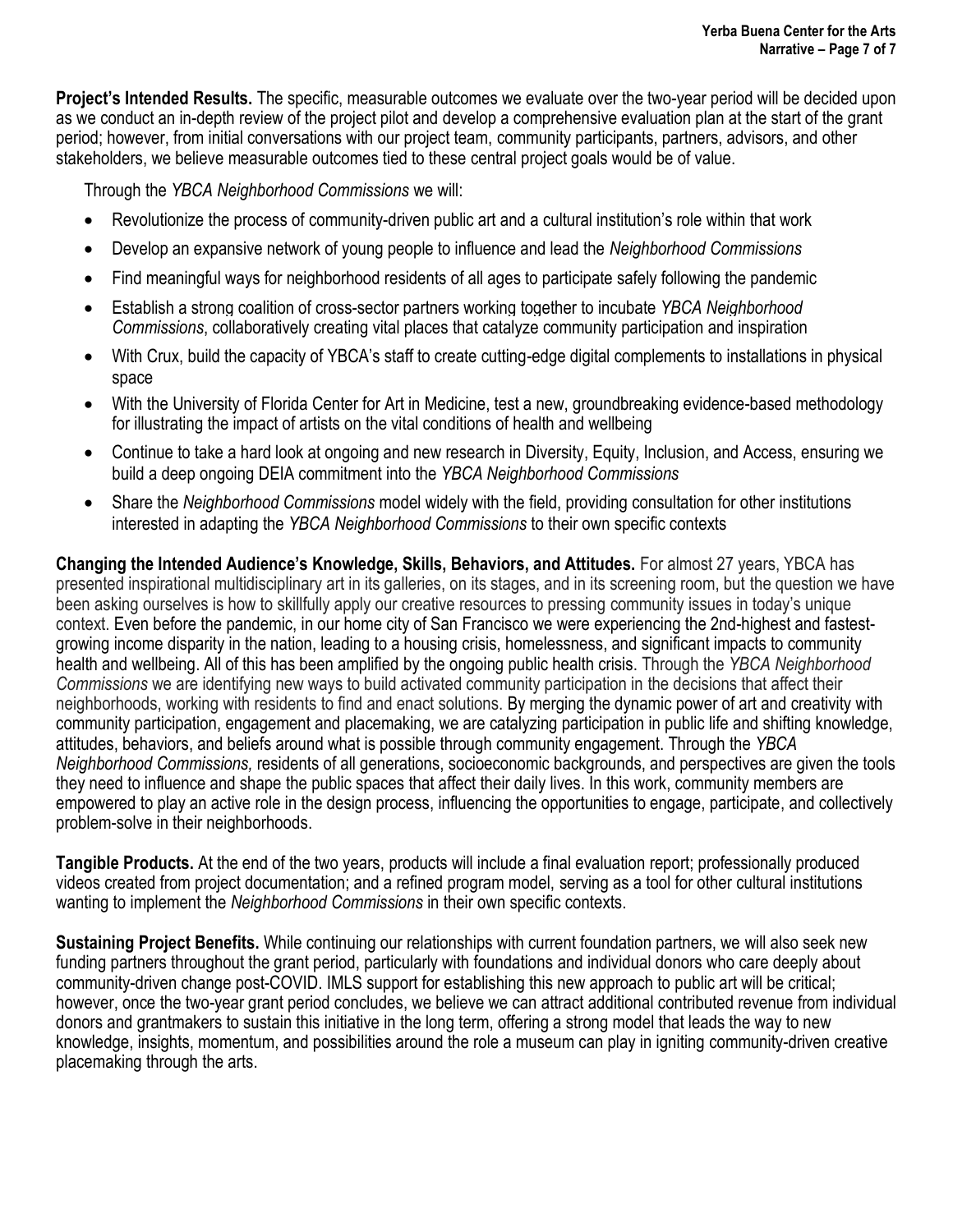**Project's Intended Results.** The specific, measurable outcomes we evaluate over the two-year period will be decided upon as we conduct an in-depth review of the project pilot and develop a comprehensive evaluation plan at the start of the grant period; however, from initial conversations with our project team, community participants, partners, advisors, and other stakeholders, we believe measurable outcomes tied to these central project goals would be of value.

Through the *YBCA Neighborhood Commissions* we will:

- Revolutionize the process of community-driven public art and a cultural institution's role within that work
- Develop an expansive network of young people to influence and lead the *Neighborhood Commissions*
- Find meaningful ways for neighborhood residents of all ages to participate safely following the pandemic
- Establish a strong coalition of cross-sector partners working together to incubate *YBCA Neighborhood Commissions*, collaboratively creating vital places that catalyze community participation and inspiration
- With Crux, build the capacity of YBCA's staff to create cutting-edge digital complements to installations in physical space
- With the University of Florida Center for Art in Medicine, test a new, groundbreaking evidence-based methodology for illustrating the impact of artists on the vital conditions of health and wellbeing
- Continue to take a hard look at ongoing and new research in Diversity, Equity, Inclusion, and Access, ensuring we build a deep ongoing DEIA commitment into the *YBCA Neighborhood Commissions*
- Share the *Neighborhood Commissions* model widely with the field, providing consultation for other institutions interested in adapting the *YBCA Neighborhood Commissions* to their own specific contexts

**Changing the Intended Audience's Knowledge, Skills, Behaviors, and Attitudes.** For almost 27 years, YBCA has presented inspirational multidisciplinary art in its galleries, on its stages, and in its screening room, but the question we have been asking ourselves is how to skillfully apply our creative resources to pressing community issues in today's unique context. Even before the pandemic, in our home city of San Francisco we were experiencing the 2nd-highest and fastest-growing income disparity in the nation, leading to a housing crisis, homelessness, and significant impacts to community health and wellbeing. All of this has been amplified by the ongoing public health crisis. Through the *YBCA Neighborhood Commissions* we are identifying new ways to build activated community participation in the decisions that affect their neighborhoods, working with residents to find and enact solutions. By merging the dynamic power of art and creativity with community participation, engagement and placemaking, we are catalyzing participation in public life and shifting knowledge, attitudes, behaviors, and beliefs around what is possible through community engagement. Through the *YBCA Neighborhood Commissions,* residents of all generations, socioeconomic backgrounds, and perspectives are given the tools they need to influence and shape the public spaces that affect their daily lives. In this work, community members are empowered to play an active role in the design process, influencing the opportunities to engage, participate, and collectively problem-solve in their neighborhoods.

**Tangible Products.** At the end of the two years, products will include a final evaluation report; professionally produced videos created from project documentation; and a refined program model, serving as a tool for other cultural institutions wanting to implement the *Neighborhood Commissions* in their own specific contexts.

**Sustaining Project Benefits.** While continuing our relationships with current foundation partners, we will also seek new funding partners throughout the grant period, particularly with foundations and individual donors who care deeply about community-driven change post-COVID. IMLS support for establishing this new approach to public art will be critical; however, once the two-year grant period concludes, we believe we can attract additional contributed revenue from individual donors and grantmakers to sustain this initiative in the long term, offering a strong model that leads the way to new knowledge, insights, momentum, and possibilities around the role a museum can play in igniting community-driven creative placemaking through the arts.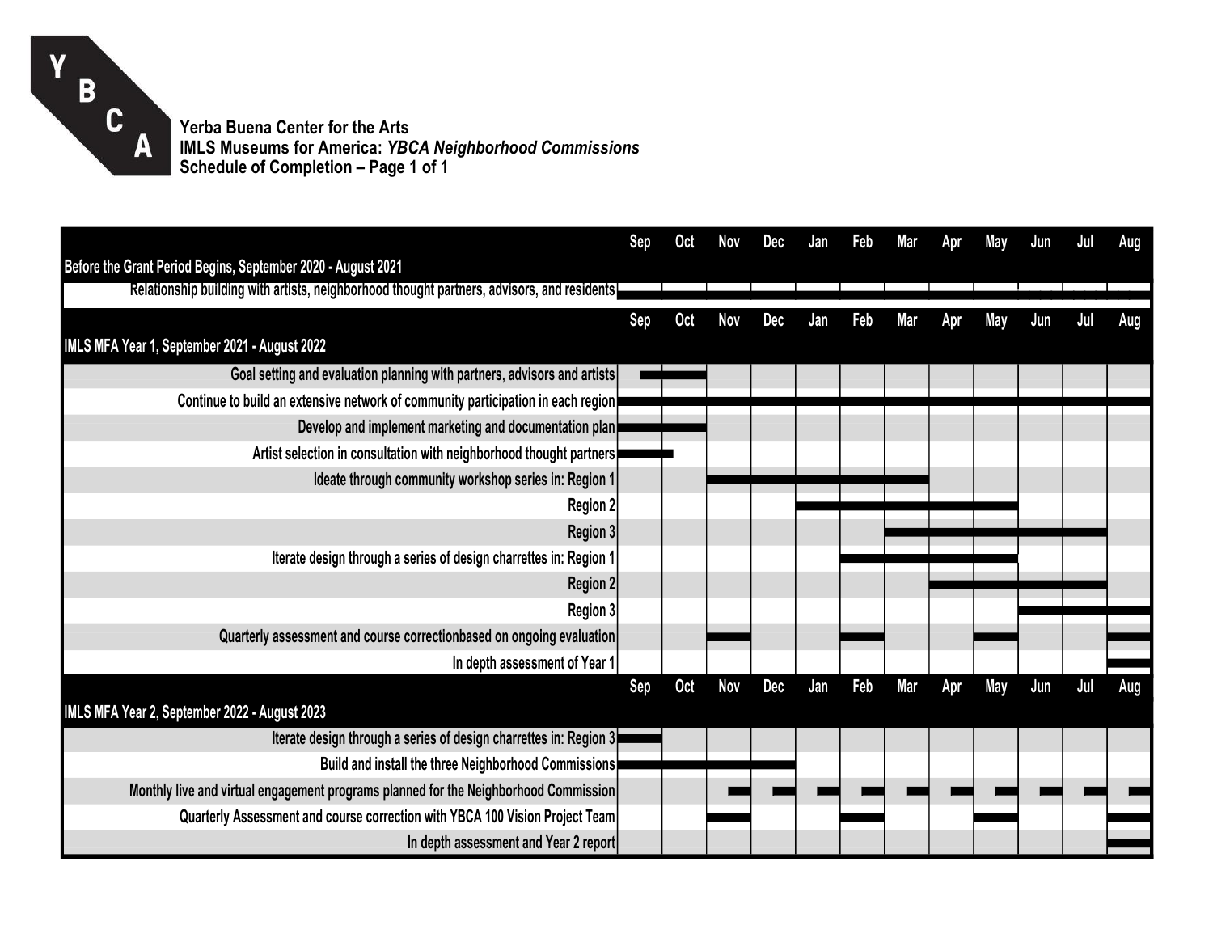**Yerba Buena Center for the Arts**
**IMLS Museums for America: *YBCA Neighborhood Commissions***
**Schedule of Completion – Page 1 of 1**

Sep Oct Nov Dec Jan Feb Mar Apr May Jun Jul Aug

Before the Grant Period Begins, September 2020 - August 2021

Relationship building with artists, neighborhood thought partners, advisors, and residents

Sep Oct Nov Dec Jan Feb Mar Apr May Jun Jul Aug

IMLS MFA Year 1, September 2021 - August 2022

Goal setting and evaluation planning with partners, advisors and artists

Continue to build an extensive network of community participation in each region

Develop and implement marketing and documentation plan

Artist selection in consultation with neighborhood thought partners

Ideate through community workshop series in: Region 1

Region 2

Region 3

Iterate design through a series of design charrettes in: Region 1

Region 2

Region 3

Quarterly assessment and course correctionbased on ongoing evaluation

In depth assessment of Year 1

Sep Oct Nov Dec Jan Feb Mar Apr May Jun Jul Aug

IMLS MFA Year 2, September 2022 - August 2023

Iterate design through a series of design charrettes in: Region 3

Build and install the three Neighborhood Commissions

Monthly live and virtual engagement programs planned for the Neighborhood Commission

Quarterly Assessment and course correction with YBCA 100 Vision Project Team

In depth assessment and Year 2 report